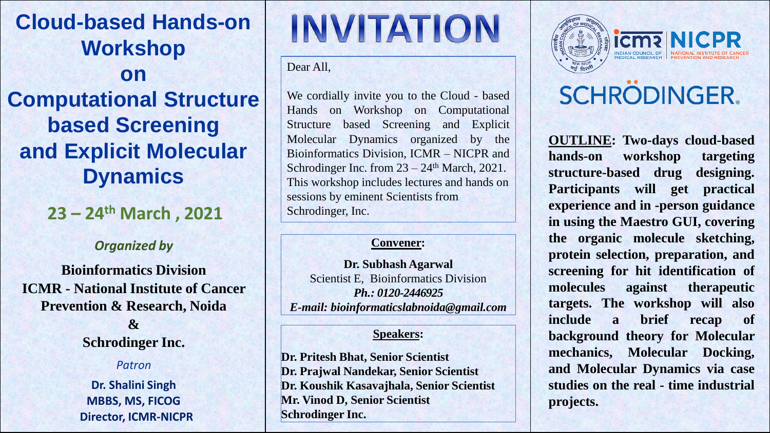# Cloud-based Hands-on Workshop on Computational Structure based Screening and Explicit Molecular Dynamics

**23 – 24th March , 2021**

*Organized by*

**Bioinformatics Division**
**ICMR - National Institute of Cancer Prevention & Research, Noida**
**&**
**Schrodinger Inc.**

*Patron*

**Dr. Shalini Singh**
**MBBS, MS, FICOG**
**Director, ICMR-NICPR**

# INVITATION

Dear All,

We cordially invite you to the Cloud - based Hands on Workshop on Computational Structure based Screening and Explicit Molecular Dynamics organized by the Bioinformatics Division, ICMR – NICPR and Schrodinger Inc. from 23 – 24th March, 2021. This workshop includes lectures and hands on sessions by eminent Scientists from Schrodinger, Inc.

**Convener:**

**Dr. Subhash Agarwal**
Scientist E, Bioinformatics Division
***Ph.: 0120-2446925***
***E-mail: bioinformaticslabnoida@gmail.com***

**Speakers:**

**Dr. Pritesh Bhat, Senior Scientist**
**Dr. Prajwal Nandekar, Senior Scientist**
**Dr. Koushik Kasavajhala, Senior Scientist**
**Mr. Vinod D, Senior Scientist**
**Schrodinger Inc.**

ICMR | NICPR
INDIAN COUNCIL OF MEDICAL RESEARCH | NATIONAL INSTITUTE OF CANCER PREVENTION AND RESEARCH

SCHRÖDINGER.

**OUTLINE: Two-days cloud-based hands-on workshop targeting structure-based drug designing. Participants will get practical experience and in -person guidance in using the Maestro GUI, covering the organic molecule sketching, protein selection, preparation, and screening for hit identification of molecules against therapeutic targets. The workshop will also include a brief recap of background theory for Molecular mechanics, Molecular Docking, and Molecular Dynamics via case studies on the real - time industrial projects.**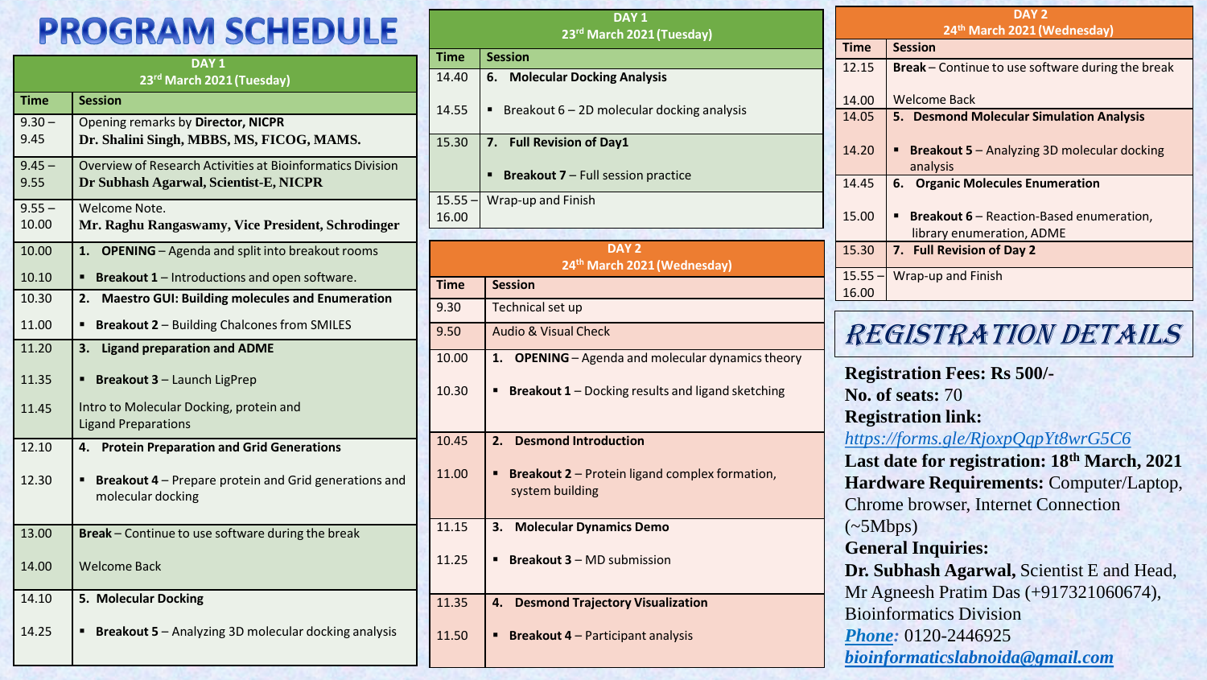# PROGRAM SCHEDULE

| DAY 1 23[rd] March 2021 (Tuesday) | |
|---|---|
| **Time** | **Session** |
| 9.30 – 9.45 | Opening remarks by **Director, NICPR** **Dr. Shalini Singh, MBBS, MS, FICOG, MAMS.** |
| 9.45 – 9.55 | Overview of Research Activities at Bioinformatics Division **Dr Subhash Agarwal, Scientist-E, NICPR** |
| 9.55 – 10.00 | Welcome Note. **Mr. Raghu Rangaswamy, Vice President, Schrodinger** |
| 10.00 | **1. OPENING** – Agenda and split into breakout rooms |
| 10.10 | ▪ **Breakout 1** – Introductions and open software. |
| 10.30 | **2. Maestro GUI: Building molecules and Enumeration** |
| 11.00 | ▪ **Breakout 2** – Building Chalcones from SMILES |
| 11.20 | **3. Ligand preparation and ADME** |
| 11.35 | ▪ **Breakout 3** – Launch LigPrep |
| 11.45 | Intro to Molecular Docking, protein and Ligand Preparations |
| 12.10 | **4. Protein Preparation and Grid Generations** |
| 12.30 | ▪ **Breakout 4** – Prepare protein and Grid generations and molecular docking |
| 13.00 | **Break** – Continue to use software during the break |
| 14.00 | Welcome Back |
| 14.10 | **5. Molecular Docking** |
| 14.25 | ▪ **Breakout 5** – Analyzing 3D molecular docking analysis |
| 14.40 | **6. Molecular Docking Analysis** |
| 14.55 | ▪ Breakout 6 – 2D molecular docking analysis |
| 15.30 | **7. Full Revision of Day1** |
| | ▪ **Breakout 7** – Full session practice |
| 15.55 – 16.00 | Wrap-up and Finish |

| DAY 2 24[th] March 2021 (Wednesday) | |
|---|---|
| **Time** | **Session** |
| 9.30 | Technical set up |
| 9.50 | Audio & Visual Check |
| 10.00 | **1. OPENING** – Agenda and molecular dynamics theory |
| 10.30 | ▪ **Breakout 1** – Docking results and ligand sketching |
| 10.45 | **2. Desmond Introduction** |
| 11.00 | ▪ **Breakout 2** – Protein ligand complex formation, system building |
| 11.15 | **3. Molecular Dynamics Demo** |
| 11.25 | ▪ **Breakout 3** – MD submission |
| 11.35 | **4. Desmond Trajectory Visualization** |
| 11.50 | ▪ **Breakout 4** – Participant analysis |
| 12.15 | **Break** – Continue to use software during the break |
| 14.00 | Welcome Back |
| 14.05 | **5. Desmond Molecular Simulation Analysis** |
| 14.20 | ▪ **Breakout 5** – Analyzing 3D molecular docking analysis |
| 14.45 | **6. Organic Molecules Enumeration** |
| 15.00 | ▪ **Breakout 6** – Reaction-Based enumeration, library enumeration, ADME |
| 15.30 | **7. Full Revision of Day 2** |
| 15.55 – 16.00 | Wrap-up and Finish |

# REGISTRATION DETAILS

**Registration Fees: Rs 500/-**
**No. of seats:** 70
**Registration link:**
*https://forms.gle/RjoxpQqpYt8wrG5C6*
**Last date for registration: 18[th] March, 2021**
**Hardware Requirements:** Computer/Laptop, Chrome browser, Internet Connection (~5Mbps)
**General Inquiries:**
**Dr. Subhash Agarwal,** Scientist E and Head, Mr Agneesh Pratim Das (+917321060674), Bioinformatics Division
***Phone:*** 0120-2446925
***bioinformaticslabnoida@gmail.com***